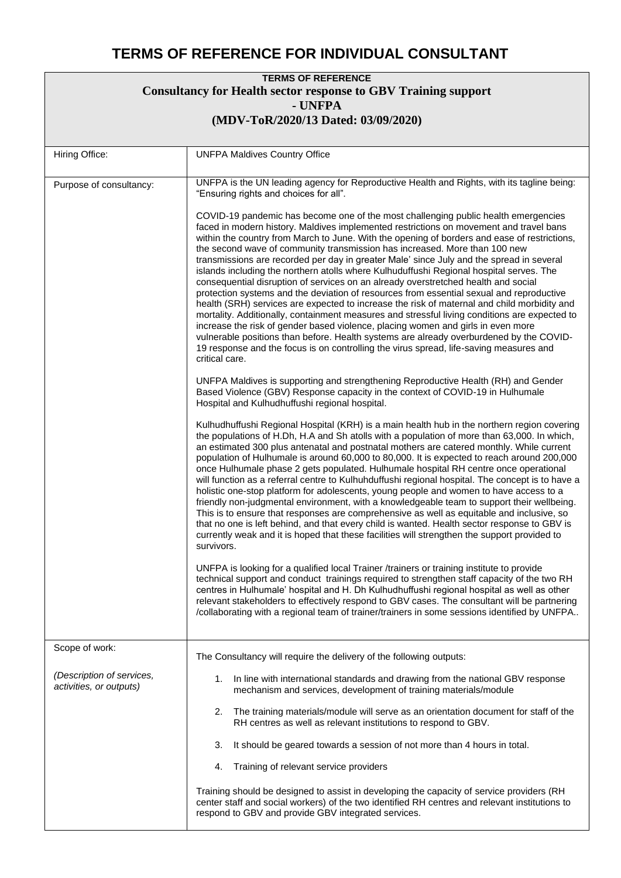# TERMS OF REFERENCE FOR INDIVIDUAL CONSULTANT

**TERMS OF REFERENCE**
**Consultancy for Health sector response to GBV Training support - UNFPA**
**(MDV-ToR/2020/13 Dated: 03/09/2020)**

| | |
|---|---|
| Hiring Office: | UNFPA Maldives Country Office |
| Purpose of consultancy: | UNFPA is the UN leading agency for Reproductive Health and Rights, with its tagline being: "Ensuring rights and choices for all".<br><br>COVID-19 pandemic has become one of the most challenging public health emergencies faced in modern history. Maldives implemented restrictions on movement and travel bans within the country from March to June. With the opening of borders and ease of restrictions, the second wave of community transmission has increased. More than 100 new transmissions are recorded per day in greater Male' since July and the spread in several islands including the northern atolls where Kulhuduffushi Regional hospital serves. The consequential disruption of services on an already overstretched health and social protection systems and the deviation of resources from essential sexual and reproductive health (SRH) services are expected to increase the risk of maternal and child morbidity and mortality. Additionally, containment measures and stressful living conditions are expected to increase the risk of gender based violence, placing women and girls in even more vulnerable positions than before. Health systems are already overburdened by the COVID-19 response and the focus is on controlling the virus spread, life-saving measures and critical care.<br><br>UNFPA Maldives is supporting and strengthening Reproductive Health (RH) and Gender Based Violence (GBV) Response capacity in the context of COVID-19 in Hulhumale Hospital and Kulhudhuffushi regional hospital.<br><br>Kulhudhuffushi Regional Hospital (KRH) is a main health hub in the northern region covering the populations of H.Dh, H.A and Sh atolls with a population of more than 63,000. In which, an estimated 300 plus antenatal and postnatal mothers are catered monthly. While current population of Hulhumale is around 60,000 to 80,000. It is expected to reach around 200,000 once Hulhumale phase 2 gets populated. Hulhumale hospital RH centre once operational will function as a referral centre to Kulhuhduffushi regional hospital. The concept is to have a holistic one-stop platform for adolescents, young people and women to have access to a friendly non-judgmental environment, with a knowledgeable team to support their wellbeing. This is to ensure that responses are comprehensive as well as equitable and inclusive, so that no one is left behind, and that every child is wanted. Health sector response to GBV is currently weak and it is hoped that these facilities will strengthen the support provided to survivors.<br><br>UNFPA is looking for a qualified local Trainer /trainers or training institute to provide technical support and conduct trainings required to strengthen staff capacity of the two RH centres in Hulhumale' hospital and H. Dh Kulhudhuffushi regional hospital as well as other relevant stakeholders to effectively respond to GBV cases. The consultant will be partnering /collaborating with a regional team of trainer/trainers in some sessions identified by UNFPA.. |
| Scope of work:<br><br>*(Description of services, activities, or outputs)* | The Consultancy will require the delivery of the following outputs:<br><br>1. In line with international standards and drawing from the national GBV response mechanism and services, development of training materials/module<br>2. The training materials/module will serve as an orientation document for staff of the RH centres as well as relevant institutions to respond to GBV.<br>3. It should be geared towards a session of not more than 4 hours in total.<br>4. Training of relevant service providers<br><br>Training should be designed to assist in developing the capacity of service providers (RH center staff and social workers) of the two identified RH centres and relevant institutions to respond to GBV and provide GBV integrated services. |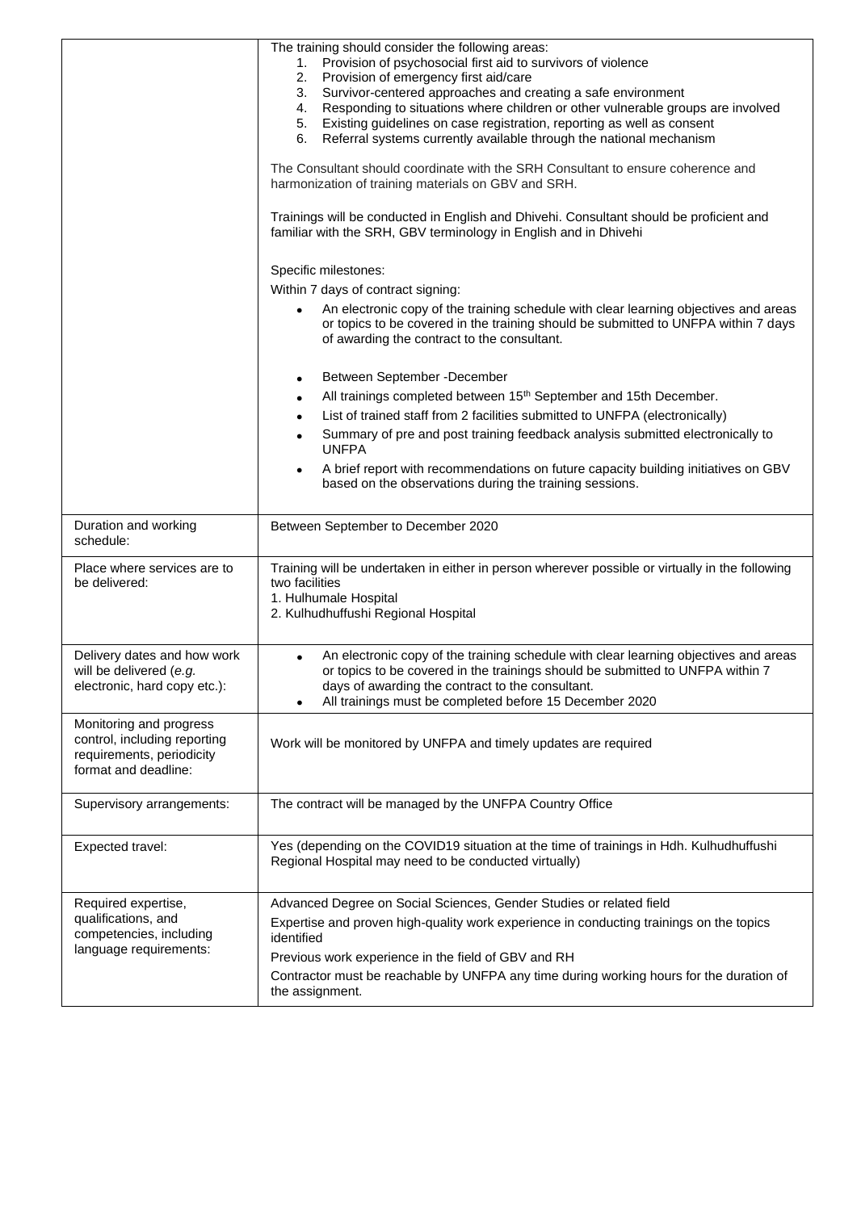| | |
|---|---|
| | The training should consider the following areas:<br>1. Provision of psychosocial first aid to survivors of violence<br>2. Provision of emergency first aid/care<br>3. Survivor-centered approaches and creating a safe environment<br>4. Responding to situations where children or other vulnerable groups are involved<br>5. Existing guidelines on case registration, reporting as well as consent<br>6. Referral systems currently available through the national mechanism<br><br>The Consultant should coordinate with the SRH Consultant to ensure coherence and harmonization of training materials on GBV and SRH.<br><br>Trainings will be conducted in English and Dhivehi. Consultant should be proficient and familiar with the SRH, GBV terminology in English and in Dhivehi<br><br>Specific milestones:<br>Within 7 days of contract signing:<br>• An electronic copy of the training schedule with clear learning objectives and areas or topics to be covered in the training should be submitted to UNFPA within 7 days of awarding the contract to the consultant.<br><br>• Between September -December<br>• All trainings completed between 15th September and 15th December.<br>• List of trained staff from 2 facilities submitted to UNFPA (electronically)<br>• Summary of pre and post training feedback analysis submitted electronically to UNFPA<br>• A brief report with recommendations on future capacity building initiatives on GBV based on the observations during the training sessions. |
| Duration and working schedule: | Between September to December 2020 |
| Place where services are to be delivered: | Training will be undertaken in either in person wherever possible or virtually in the following two facilities<br>1. Hulhumale Hospital<br>2. Kulhudhuffushi Regional Hospital |
| Delivery dates and how work will be delivered (*e.g. electronic, hard copy etc.*): | • An electronic copy of the training schedule with clear learning objectives and areas or topics to be covered in the trainings should be submitted to UNFPA within 7 days of awarding the contract to the consultant.<br>• All trainings must be completed before 15 December 2020 |
| Monitoring and progress control, including reporting requirements, periodicity format and deadline: | Work will be monitored by UNFPA and timely updates are required |
| Supervisory arrangements: | The contract will be managed by the UNFPA Country Office |
| Expected travel: | Yes (depending on the COVID19 situation at the time of trainings in Hdh. Kulhudhuffushi Regional Hospital may need to be conducted virtually) |
| Required expertise, qualifications, and competencies, including language requirements: | Advanced Degree on Social Sciences, Gender Studies or related field<br>Expertise and proven high-quality work experience in conducting trainings on the topics identified<br>Previous work experience in the field of GBV and RH<br>Contractor must be reachable by UNFPA any time during working hours for the duration of the assignment. |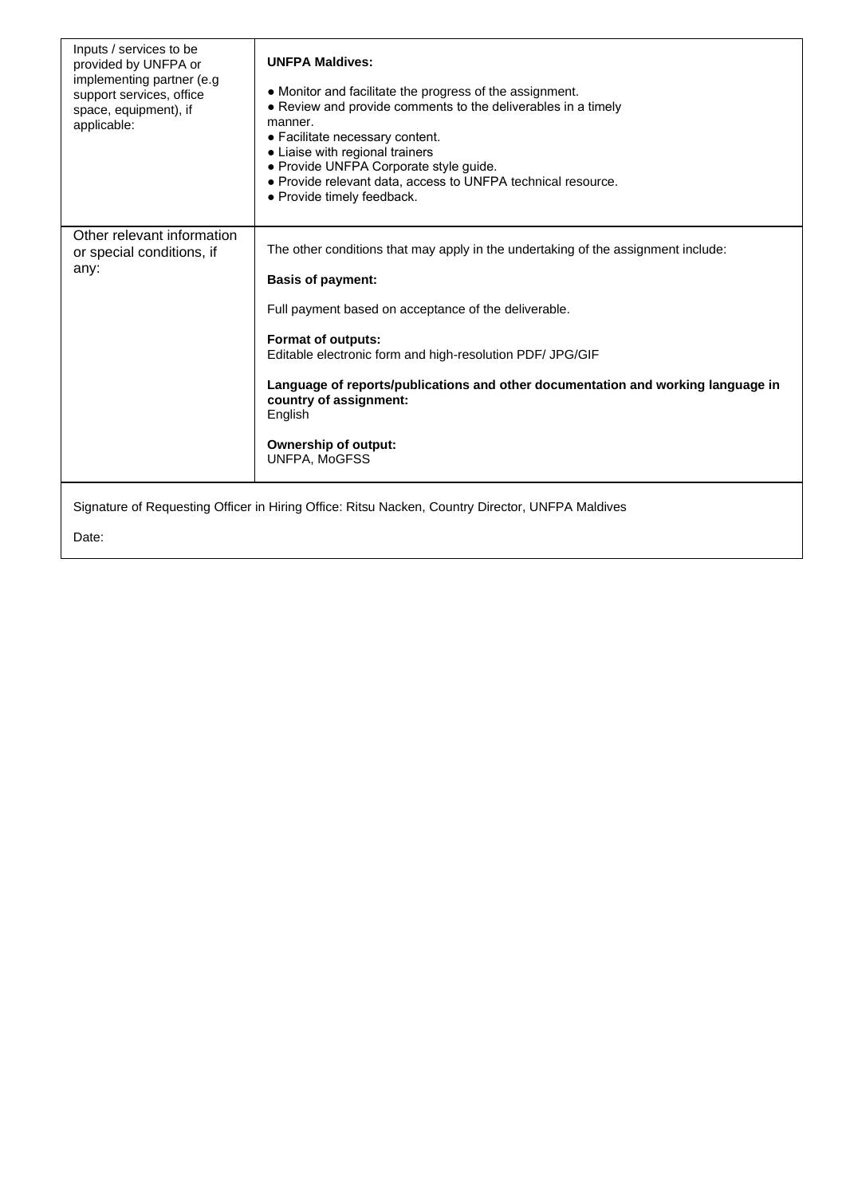| | |
|---|---|
| Inputs / services to be provided by UNFPA or implementing partner (e.g support services, office space, equipment), if applicable: | **UNFPA Maldives:**<br><br>● Monitor and facilitate the progress of the assignment.<br>● Review and provide comments to the deliverables in a timely manner.<br>● Facilitate necessary content.<br>● Liaise with regional trainers<br>● Provide UNFPA Corporate style guide.<br>● Provide relevant data, access to UNFPA technical resource.<br>● Provide timely feedback. |
| Other relevant information or special conditions, if any: | The other conditions that may apply in the undertaking of the assignment include:<br><br>**Basis of payment:**<br><br>Full payment based on acceptance of the deliverable.<br><br>**Format of outputs:**<br>Editable electronic form and high-resolution PDF/ JPG/GIF<br><br>**Language of reports/publications and other documentation and working language in country of assignment:**<br>English<br><br>**Ownership of output:**<br>UNFPA, MoGFSS |

Signature of Requesting Officer in Hiring Office: Ritsu Nacken, Country Director, UNFPA Maldives

Date: